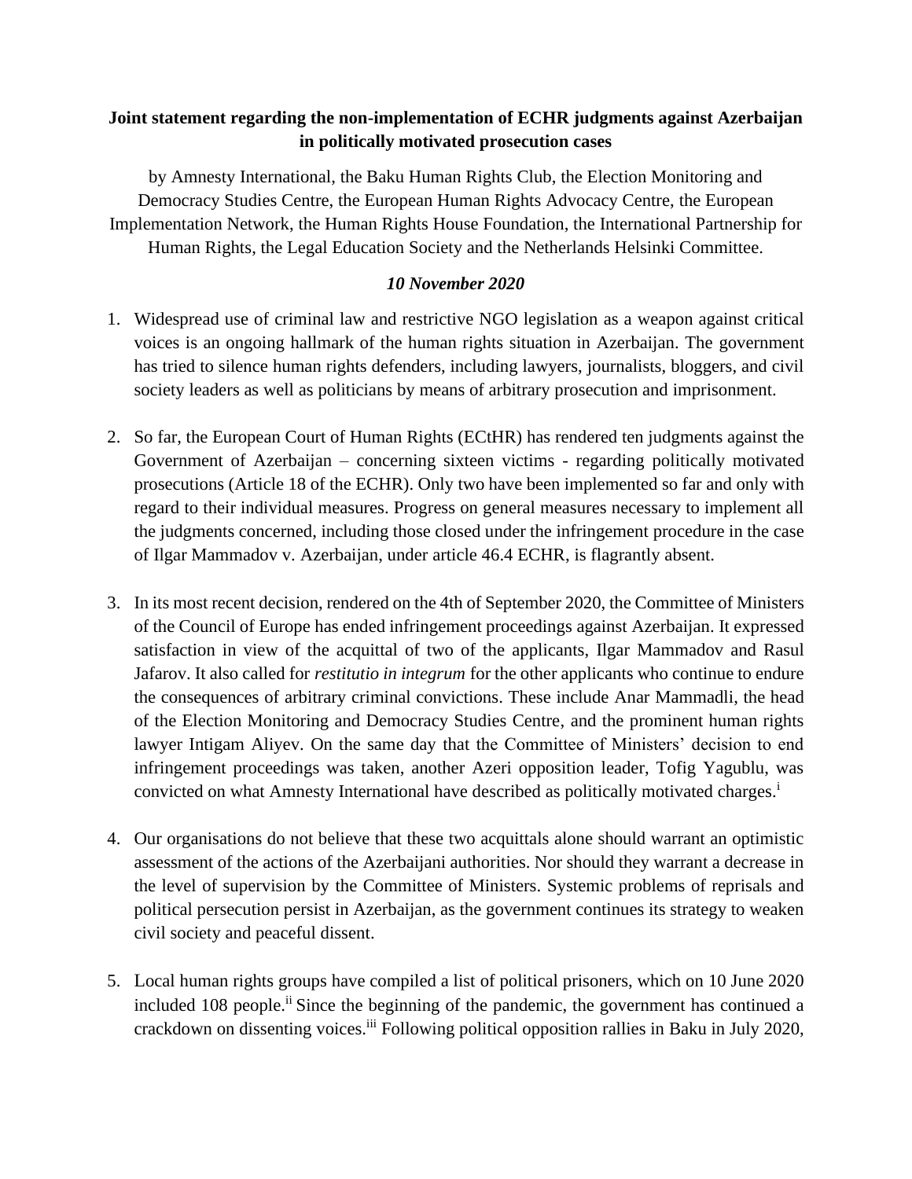**Joint statement regarding the non-implementation of ECHR judgments against Azerbaijan in politically motivated prosecution cases**

by Amnesty International, the Baku Human Rights Club, the Election Monitoring and Democracy Studies Centre, the European Human Rights Advocacy Centre, the European Implementation Network, the Human Rights House Foundation, the International Partnership for Human Rights, the Legal Education Society and the Netherlands Helsinki Committee.

***10 November 2020***

1. Widespread use of criminal law and restrictive NGO legislation as a weapon against critical voices is an ongoing hallmark of the human rights situation in Azerbaijan. The government has tried to silence human rights defenders, including lawyers, journalists, bloggers, and civil society leaders as well as politicians by means of arbitrary prosecution and imprisonment.

2. So far, the European Court of Human Rights (ECtHR) has rendered ten judgments against the Government of Azerbaijan – concerning sixteen victims - regarding politically motivated prosecutions (Article 18 of the ECHR). Only two have been implemented so far and only with regard to their individual measures. Progress on general measures necessary to implement all the judgments concerned, including those closed under the infringement procedure in the case of Ilgar Mammadov v. Azerbaijan, under article 46.4 ECHR, is flagrantly absent.

3. In its most recent decision, rendered on the 4th of September 2020, the Committee of Ministers of the Council of Europe has ended infringement proceedings against Azerbaijan. It expressed satisfaction in view of the acquittal of two of the applicants, Ilgar Mammadov and Rasul Jafarov. It also called for *restitutio in integrum* for the other applicants who continue to endure the consequences of arbitrary criminal convictions. These include Anar Mammadli, the head of the Election Monitoring and Democracy Studies Centre, and the prominent human rights lawyer Intigam Aliyev. On the same day that the Committee of Ministers' decision to end infringement proceedings was taken, another Azeri opposition leader, Tofig Yagublu, was convicted on what Amnesty International have described as politically motivated charges.[i]

4. Our organisations do not believe that these two acquittals alone should warrant an optimistic assessment of the actions of the Azerbaijani authorities. Nor should they warrant a decrease in the level of supervision by the Committee of Ministers. Systemic problems of reprisals and political persecution persist in Azerbaijan, as the government continues its strategy to weaken civil society and peaceful dissent.

5. Local human rights groups have compiled a list of political prisoners, which on 10 June 2020 included 108 people.[ii] Since the beginning of the pandemic, the government has continued a crackdown on dissenting voices.[iii] Following political opposition rallies in Baku in July 2020,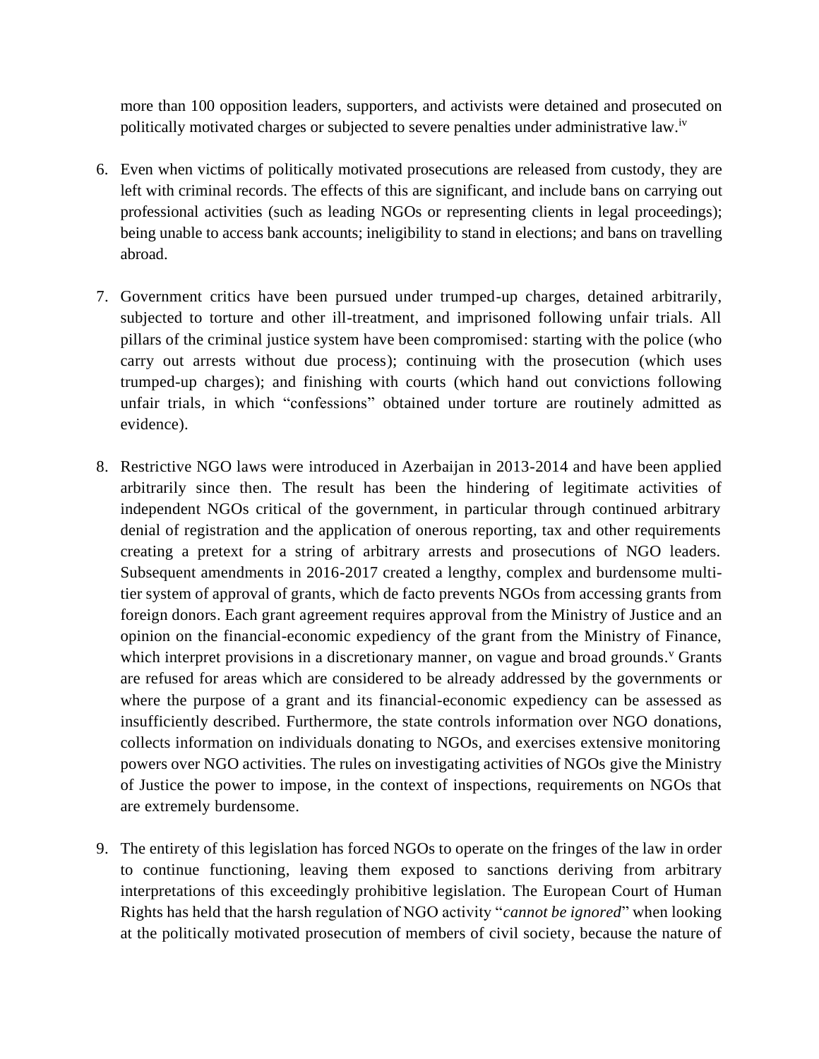more than 100 opposition leaders, supporters, and activists were detained and prosecuted on politically motivated charges or subjected to severe penalties under administrative law.[iv]

6. Even when victims of politically motivated prosecutions are released from custody, they are left with criminal records. The effects of this are significant, and include bans on carrying out professional activities (such as leading NGOs or representing clients in legal proceedings); being unable to access bank accounts; ineligibility to stand in elections; and bans on travelling abroad.

7. Government critics have been pursued under trumped-up charges, detained arbitrarily, subjected to torture and other ill-treatment, and imprisoned following unfair trials. All pillars of the criminal justice system have been compromised: starting with the police (who carry out arrests without due process); continuing with the prosecution (which uses trumped-up charges); and finishing with courts (which hand out convictions following unfair trials, in which "confessions" obtained under torture are routinely admitted as evidence).

8. Restrictive NGO laws were introduced in Azerbaijan in 2013-2014 and have been applied arbitrarily since then. The result has been the hindering of legitimate activities of independent NGOs critical of the government, in particular through continued arbitrary denial of registration and the application of onerous reporting, tax and other requirements creating a pretext for a string of arbitrary arrests and prosecutions of NGO leaders. Subsequent amendments in 2016-2017 created a lengthy, complex and burdensome multi-tier system of approval of grants, which de facto prevents NGOs from accessing grants from foreign donors. Each grant agreement requires approval from the Ministry of Justice and an opinion on the financial-economic expediency of the grant from the Ministry of Finance, which interpret provisions in a discretionary manner, on vague and broad grounds.[v] Grants are refused for areas which are considered to be already addressed by the governments or where the purpose of a grant and its financial-economic expediency can be assessed as insufficiently described. Furthermore, the state controls information over NGO donations, collects information on individuals donating to NGOs, and exercises extensive monitoring powers over NGO activities. The rules on investigating activities of NGOs give the Ministry of Justice the power to impose, in the context of inspections, requirements on NGOs that are extremely burdensome.

9. The entirety of this legislation has forced NGOs to operate on the fringes of the law in order to continue functioning, leaving them exposed to sanctions deriving from arbitrary interpretations of this exceedingly prohibitive legislation. The European Court of Human Rights has held that the harsh regulation of NGO activity "*cannot be ignored*" when looking at the politically motivated prosecution of members of civil society, because the nature of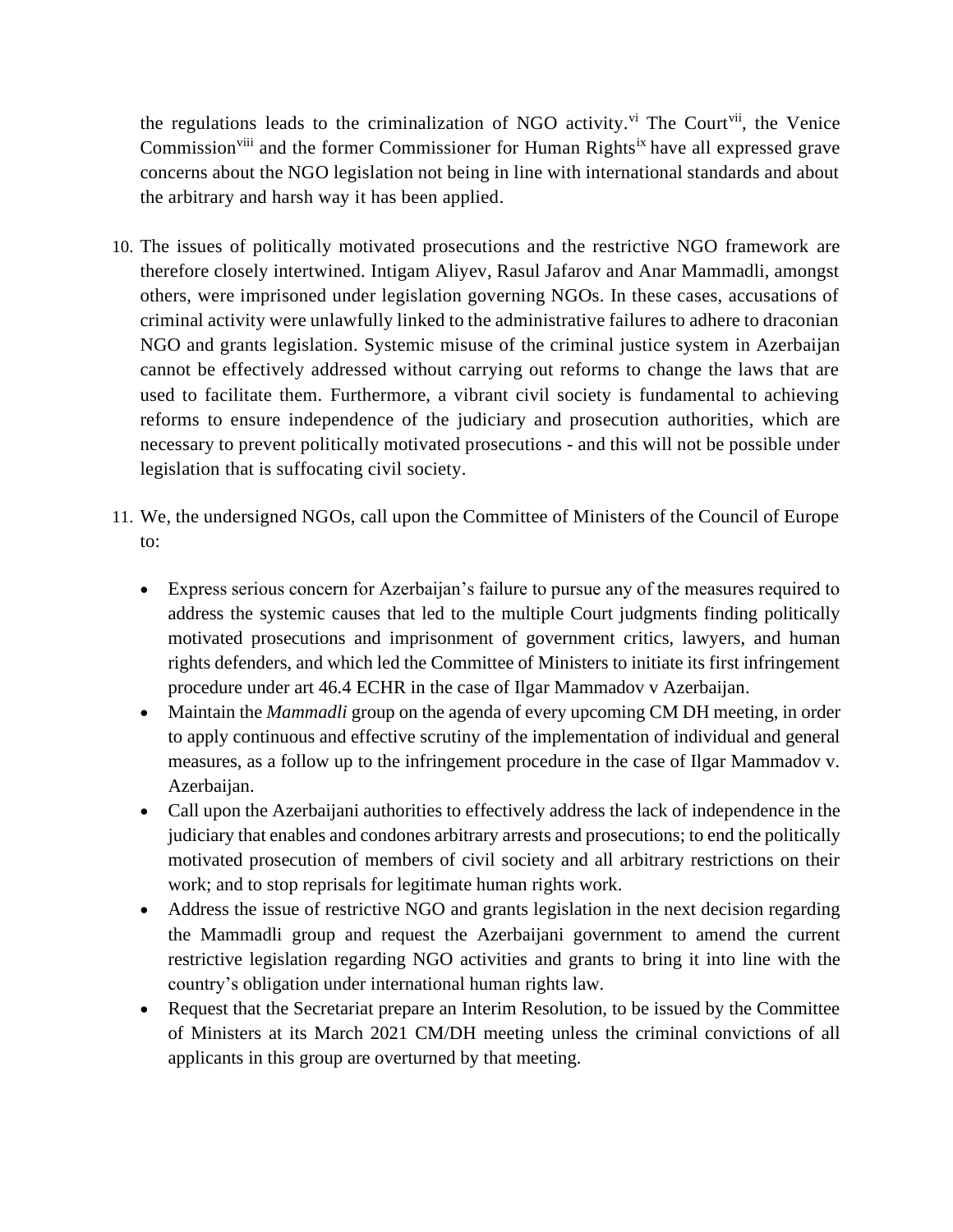the regulations leads to the criminalization of NGO activity.[vi] The Court[vii], the Venice Commission[viii] and the former Commissioner for Human Rights[ix] have all expressed grave concerns about the NGO legislation not being in line with international standards and about the arbitrary and harsh way it has been applied.

10. The issues of politically motivated prosecutions and the restrictive NGO framework are therefore closely intertwined. Intigam Aliyev, Rasul Jafarov and Anar Mammadli, amongst others, were imprisoned under legislation governing NGOs. In these cases, accusations of criminal activity were unlawfully linked to the administrative failures to adhere to draconian NGO and grants legislation. Systemic misuse of the criminal justice system in Azerbaijan cannot be effectively addressed without carrying out reforms to change the laws that are used to facilitate them. Furthermore, a vibrant civil society is fundamental to achieving reforms to ensure independence of the judiciary and prosecution authorities, which are necessary to prevent politically motivated prosecutions - and this will not be possible under legislation that is suffocating civil society.

11. We, the undersigned NGOs, call upon the Committee of Ministers of the Council of Europe to:

   - Express serious concern for Azerbaijan's failure to pursue any of the measures required to address the systemic causes that led to the multiple Court judgments finding politically motivated prosecutions and imprisonment of government critics, lawyers, and human rights defenders, and which led the Committee of Ministers to initiate its first infringement procedure under art 46.4 ECHR in the case of Ilgar Mammadov v Azerbaijan.
   - Maintain the *Mammadli* group on the agenda of every upcoming CM DH meeting, in order to apply continuous and effective scrutiny of the implementation of individual and general measures, as a follow up to the infringement procedure in the case of Ilgar Mammadov v. Azerbaijan.
   - Call upon the Azerbaijani authorities to effectively address the lack of independence in the judiciary that enables and condones arbitrary arrests and prosecutions; to end the politically motivated prosecution of members of civil society and all arbitrary restrictions on their work; and to stop reprisals for legitimate human rights work.
   - Address the issue of restrictive NGO and grants legislation in the next decision regarding the Mammadli group and request the Azerbaijani government to amend the current restrictive legislation regarding NGO activities and grants to bring it into line with the country's obligation under international human rights law.
   - Request that the Secretariat prepare an Interim Resolution, to be issued by the Committee of Ministers at its March 2021 CM/DH meeting unless the criminal convictions of all applicants in this group are overturned by that meeting.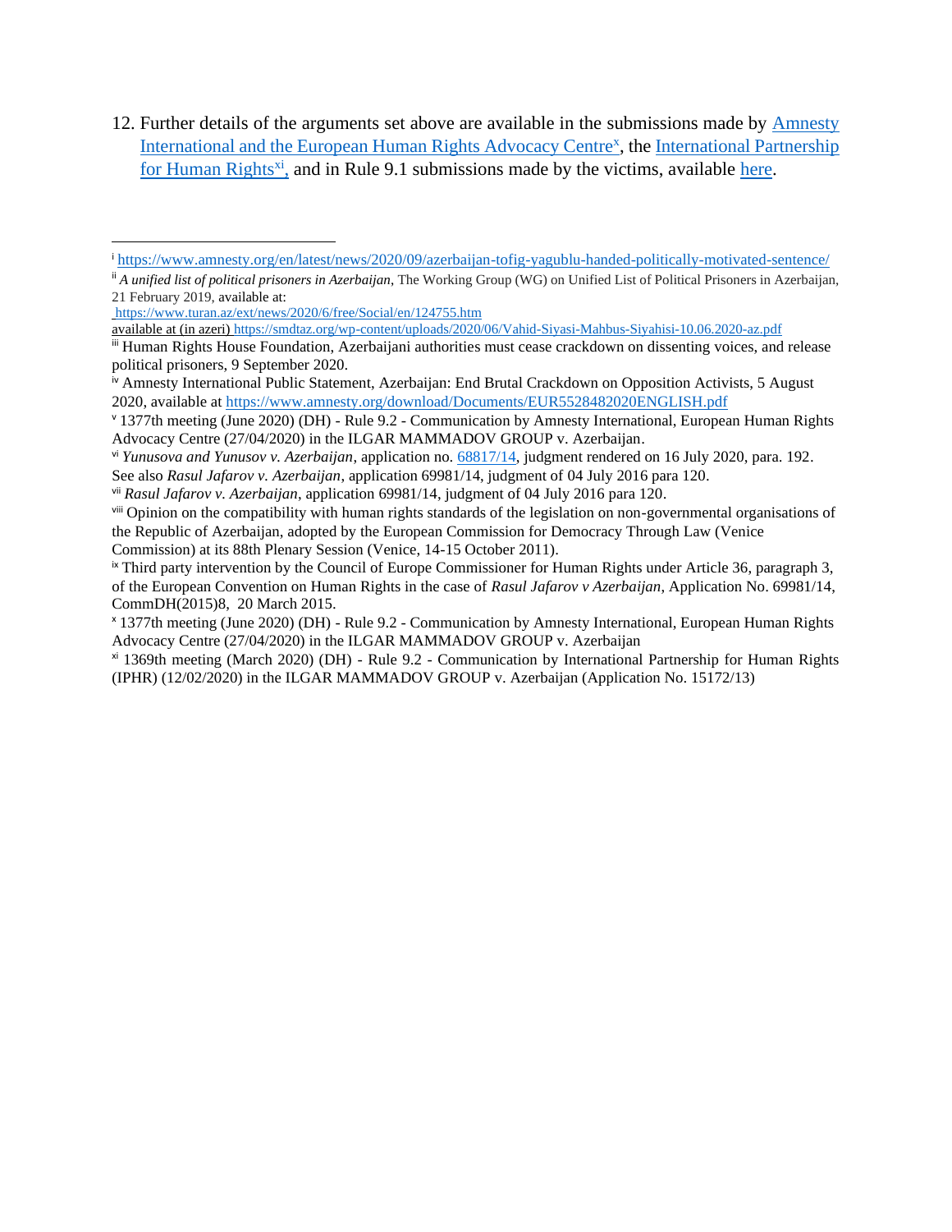12. Further details of the arguments set above are available in the submissions made by Amnesty International and the European Human Rights Advocacy Centre[x], the International Partnership for Human Rights[xi], and in Rule 9.1 submissions made by the victims, available here.

---

[i] https://www.amnesty.org/en/latest/news/2020/09/azerbaijan-tofig-yagublu-handed-politically-motivated-sentence/

[ii] *A unified list of political prisoners in Azerbaijan*, The Working Group (WG) on Unified List of Political Prisoners in Azerbaijan, 21 February 2019, available at:
https://www.turan.az/ext/news/2020/6/free/Social/en/124755.htm
available at (in azeri) https://smdtaz.org/wp-content/uploads/2020/06/Vahid-Siyasi-Mahbus-Siyahisi-10.06.2020-az.pdf

[iii] Human Rights House Foundation, Azerbaijani authorities must cease crackdown on dissenting voices, and release political prisoners, 9 September 2020.

[iv] Amnesty International Public Statement, Azerbaijan: End Brutal Crackdown on Opposition Activists, 5 August 2020, available at https://www.amnesty.org/download/Documents/EUR5528482020ENGLISH.pdf

[v] 1377th meeting (June 2020) (DH) - Rule 9.2 - Communication by Amnesty International, European Human Rights Advocacy Centre (27/04/2020) in the ILGAR MAMMADOV GROUP v. Azerbaijan.

[vi] *Yunusova and Yunusov v. Azerbaijan*, application no. 68817/14, judgment rendered on 16 July 2020, para. 192. See also *Rasul Jafarov v. Azerbaijan*, application 69981/14, judgment of 04 July 2016 para 120.

[vii] *Rasul Jafarov v. Azerbaijan*, application 69981/14, judgment of 04 July 2016 para 120.

[viii] Opinion on the compatibility with human rights standards of the legislation on non-governmental organisations of the Republic of Azerbaijan, adopted by the European Commission for Democracy Through Law (Venice Commission) at its 88th Plenary Session (Venice, 14-15 October 2011).

[ix] Third party intervention by the Council of Europe Commissioner for Human Rights under Article 36, paragraph 3, of the European Convention on Human Rights in the case of *Rasul Jafarov v Azerbaijan*, Application No. 69981/14, CommDH(2015)8, 20 March 2015.

[x] 1377th meeting (June 2020) (DH) - Rule 9.2 - Communication by Amnesty International, European Human Rights Advocacy Centre (27/04/2020) in the ILGAR MAMMADOV GROUP v. Azerbaijan

[xi] 1369th meeting (March 2020) (DH) - Rule 9.2 - Communication by International Partnership for Human Rights (IPHR) (12/02/2020) in the ILGAR MAMMADOV GROUP v. Azerbaijan (Application No. 15172/13)